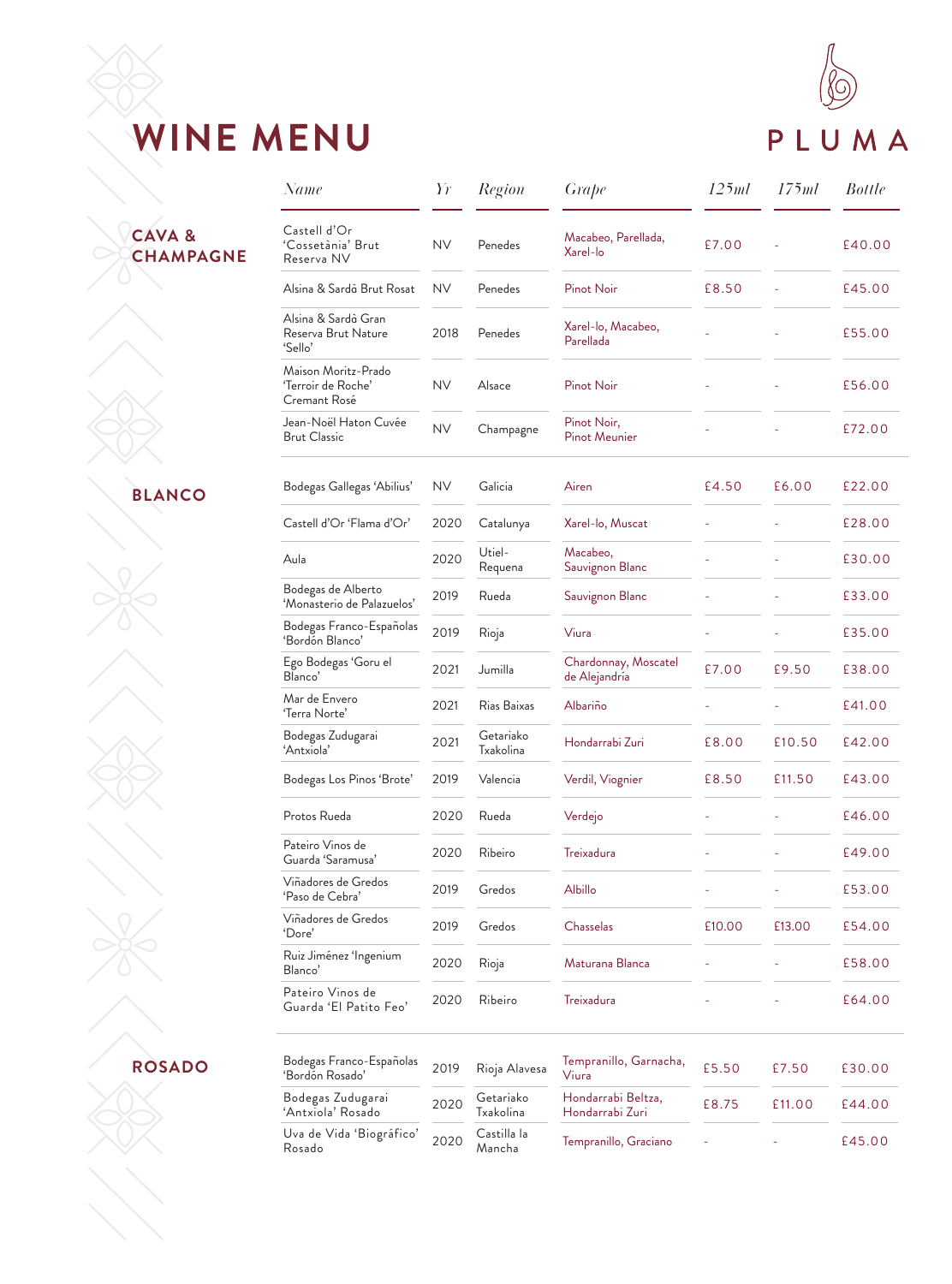# WINE MENU

PLUMA

| | Name | Yr | Region | Grape | 125ml | 175ml | Bottle |
|---|---|---|---|---|---|---|---|
| **CAVA & CHAMPAGNE** | Castell d'Or 'Cossetània' Brut Reserva NV | NV | Penedes | Macabeo, Parellada, Xarel-lo | £7.00 | - | £40.00 |
| | Alsina & Sardà Brut Rosat | NV | Penedes | Pinot Noir | £8.50 | - | £45.00 |
| | Alsina & Sardà Gran Reserva Brut Nature 'Sello' | 2018 | Penedes | Xarel-lo, Macabeo, Parellada | - | - | £55.00 |
| | Maison Moritz-Prado 'Terroir de Roche' Cremant Rosé | NV | Alsace | Pinot Noir | - | - | £56.00 |
| | Jean-Noël Haton Cuvée Brut Classic | NV | Champagne | Pinot Noir, Pinot Meunier | - | - | £72.00 |
| **BLANCO** | Bodegas Gallegas 'Abilius' | NV | Galicia | Airen | £4.50 | £6.00 | £22.00 |
| | Castell d'Or 'Flama d'Or' | 2020 | Catalunya | Xarel-lo, Muscat | - | - | £28.00 |
| | Aula | 2020 | Utiel-Requena | Macabeo, Sauvignon Blanc | - | - | £30.00 |
| | Bodegas de Alberto 'Monasterio de Palazuelos' | 2019 | Rueda | Sauvignon Blanc | - | - | £33.00 |
| | Bodegas Franco-Españolas 'Bordón Blanco' | 2019 | Rioja | Viura | - | - | £35.00 |
| | Ego Bodegas 'Goru el Blanco' | 2021 | Jumilla | Chardonnay, Moscatel de Alejandría | £7.00 | £9.50 | £38.00 |
| | Mar de Envero 'Terra Norte' | 2021 | Rias Baixas | Albariño | - | - | £41.00 |
| | Bodegas Zudugarai 'Antxiola' | 2021 | Getariako Txakolina | Hondarrabi Zuri | £8.00 | £10.50 | £42.00 |
| | Bodegas Los Pinos 'Brote' | 2019 | Valencia | Verdil, Viognier | £8.50 | £11.50 | £43.00 |
| | Protos Rueda | 2020 | Rueda | Verdejo | - | - | £46.00 |
| | Pateiro Vinos de Guarda 'Saramusa' | 2020 | Ribeiro | Treixadura | - | - | £49.00 |
| | Viñadores de Gredos 'Paso de Cebra' | 2019 | Gredos | Albillo | - | - | £53.00 |
| | Viñadores de Gredos 'Dore' | 2019 | Gredos | Chasselas | £10.00 | £13.00 | £54.00 |
| | Ruiz Jiménez 'Ingenium Blanco' | 2020 | Rioja | Maturana Blanca | - | - | £58.00 |
| | Pateiro Vinos de Guarda 'El Patito Feo' | 2020 | Ribeiro | Treixadura | - | - | £64.00 |
| **ROSADO** | Bodegas Franco-Españolas 'Bordón Rosado' | 2019 | Rioja Alavesa | Tempranillo, Garnacha, Viura | £5.50 | £7.50 | £30.00 |
| | Bodegas Zudugarai 'Antxiola' Rosado | 2020 | Getariako Txakolina | Hondarrabi Beltza, Hondarrabi Zuri | £8.75 | £11.00 | £44.00 |
| | Uva de Vida 'Biográfico' Rosado | 2020 | Castilla la Mancha | Tempranillo, Graciano | - | - | £45.00 |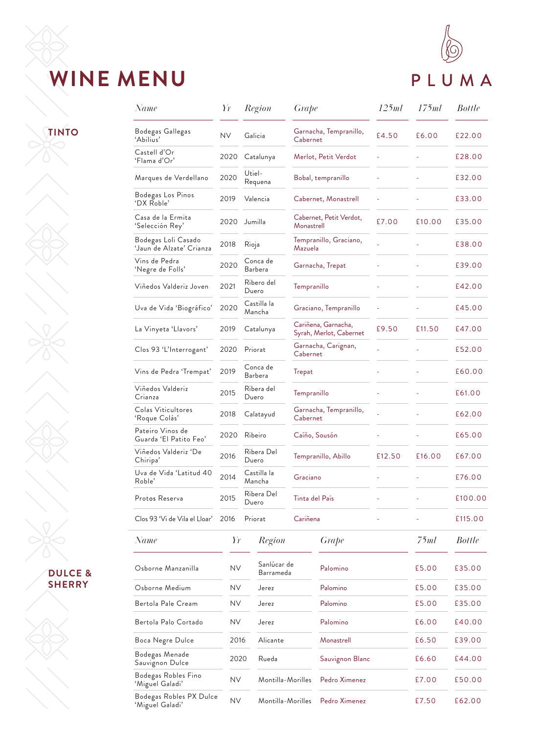# WINE MENU

PLUMA

## TINTO

| Name | Yr | Region | Grape | 125ml | 175ml | Bottle |
|---|---|---|---|---|---|---|
| Bodegas Gallegas 'Abilius' | NV | Galicia | Garnacha, Tempranillo, Cabernet | £4.50 | £6.00 | £22.00 |
| Castell d'Or 'Flama d'Or' | 2020 | Catalunya | Merlot, Petit Verdot | - | - | £28.00 |
| Marques de Verdellano | 2020 | Utiel-Requena | Bobal, tempranillo | - | - | £32.00 |
| Bodegas Los Pinos 'DX Roble' | 2019 | Valencia | Cabernet, Monastrell | - | - | £33.00 |
| Casa de la Ermita 'Selección Rey' | 2020 | Jumilla | Cabernet, Petit Verdot, Monastrell | £7.00 | £10.00 | £35.00 |
| Bodegas Loli Casado 'Jaun de Alzate' Crianza | 2018 | Rioja | Tempranillo, Graciano, Mazuela | - | - | £38.00 |
| Vins de Pedra 'Negre de Folls' | 2020 | Conca de Barbera | Garnacha, Trepat | - | - | £39.00 |
| Viñedos Valderiz Joven | 2021 | Ribero del Duero | Tempranillo | - | - | £42.00 |
| Uva de Vida 'Biográfico' | 2020 | Castilla la Mancha | Graciano, Tempranillo | - | - | £45.00 |
| La Vinyeta 'Llavors' | 2019 | Catalunya | Cariñena, Garnacha, Syrah, Merlot, Cabernet | £9.50 | £11.50 | £47.00 |
| Clos 93 'L'Interrogant' | 2020 | Priorat | Garnacha, Carignan, Cabernet | - | - | £52.00 |
| Vins de Pedra 'Trempat' | 2019 | Conca de Barbera | Trepat | - | - | £60.00 |
| Viñedos Valderiz Crianza | 2015 | Ribera del Duero | Tempranillo | - | - | £61.00 |
| Colas Viticultores 'Roque Colás' | 2018 | Calatayud | Garnacha, Tempranillo, Cabernet | - | - | £62.00 |
| Pateiro Vinos de Guarda 'El Patito Feo' | 2020 | Ribeiro | Caíño, Sousón | - | - | £65.00 |
| Viñedos Valderiz 'De Chiripa' | 2016 | Ribera Del Duero | Tempranillo, Abillo | £12.50 | £16.00 | £67.00 |
| Uva de Vida 'Latitud 40 Roble' | 2014 | Castilla la Mancha | Graciano | - | - | £76.00 |
| Protos Reserva | 2015 | Ribera Del Duero | Tinta del País | - | - | £100.00 |
| Clos 93 'Vi de Vila el Lloar' | 2016 | Priorat | Cariñena | - | - | £115.00 |

## DULCE & SHERRY

| Name | Yr | Region | Grape | 75ml | Bottle |
|---|---|---|---|---|---|
| Osborne Manzanilla | NV | Sanlúcar de Barrameda | Palomino | £5.00 | £35.00 |
| Osborne Medium | NV | Jerez | Palomino | £5.00 | £35.00 |
| Bertola Pale Cream | NV | Jerez | Palomino | £5.00 | £35.00 |
| Bertola Palo Cortado | NV | Jerez | Palomino | £6.00 | £40.00 |
| Boca Negre Dulce | 2016 | Alicante | Monastrell | £6.50 | £39.00 |
| Bodegas Menade Sauvignon Dulce | 2020 | Rueda | Sauvignon Blanc | £6.60 | £44.00 |
| Bodegas Robles Fino 'Miguel Galadi' | NV | Montilla-Morilles | Pedro Ximenez | £7.00 | £50.00 |
| Bodegas Robles PX Dulce 'Miguel Galadi' | NV | Montilla-Morilles | Pedro Ximenez | £7.50 | £62.00 |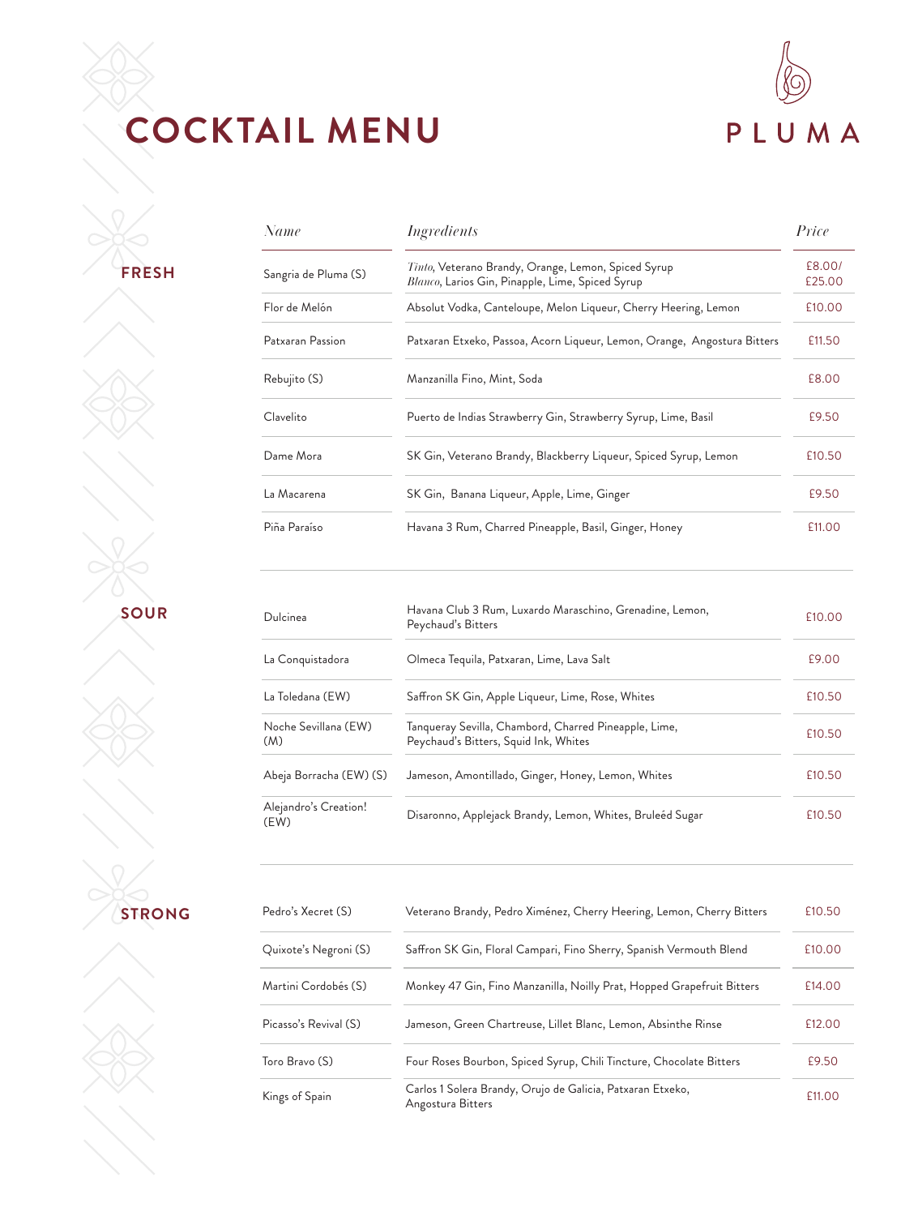# COCKTAIL MENU

PLUMA

| | Name | Ingredients | Price |
|---|---|---|---|
| **FRESH** | Sangria de Pluma (S) | *Tinto*, Veterano Brandy, Orange, Lemon, Spiced Syrup<br>*Blanco*, Larios Gin, Pinapple, Lime, Spiced Syrup | £8.00/ £25.00 |
| | Flor de Melón | Absolut Vodka, Canteloupe, Melon Liqueur, Cherry Heering, Lemon | £10.00 |
| | Patxaran Passion | Patxaran Etxeko, Passoa, Acorn Liqueur, Lemon, Orange, Angostura Bitters | £11.50 |
| | Rebujito (S) | Manzanilla Fino, Mint, Soda | £8.00 |
| | Clavelito | Puerto de Indias Strawberry Gin, Strawberry Syrup, Lime, Basil | £9.50 |
| | Dame Mora | SK Gin, Veterano Brandy, Blackberry Liqueur, Spiced Syrup, Lemon | £10.50 |
| | La Macarena | SK Gin, Banana Liqueur, Apple, Lime, Ginger | £9.50 |
| | Piña Paraíso | Havana 3 Rum, Charred Pineapple, Basil, Ginger, Honey | £11.00 |
| **SOUR** | Dulcinea | Havana Club 3 Rum, Luxardo Maraschino, Grenadine, Lemon, Peychaud's Bitters | £10.00 |
| | La Conquistadora | Olmeca Tequila, Patxaran, Lime, Lava Salt | £9.00 |
| | La Toledana (EW) | Saffron SK Gin, Apple Liqueur, Lime, Rose, Whites | £10.50 |
| | Noche Sevillana (EW) (M) | Tanqueray Sevilla, Chambord, Charred Pineapple, Lime, Peychaud's Bitters, Squid Ink, Whites | £10.50 |
| | Abeja Borracha (EW) (S) | Jameson, Amontillado, Ginger, Honey, Lemon, Whites | £10.50 |
| | Alejandro's Creation! (EW) | Disaronno, Applejack Brandy, Lemon, Whites, Bruleéd Sugar | £10.50 |
| **STRONG** | Pedro's Xecret (S) | Veterano Brandy, Pedro Ximénez, Cherry Heering, Lemon, Cherry Bitters | £10.50 |
| | Quixote's Negroni (S) | Saffron SK Gin, Floral Campari, Fino Sherry, Spanish Vermouth Blend | £10.00 |
| | Martini Cordobés (S) | Monkey 47 Gin, Fino Manzanilla, Noilly Prat, Hopped Grapefruit Bitters | £14.00 |
| | Picasso's Revival (S) | Jameson, Green Chartreuse, Lillet Blanc, Lemon, Absinthe Rinse | £12.00 |
| | Toro Bravo (S) | Four Roses Bourbon, Spiced Syrup, Chili Tincture, Chocolate Bitters | £9.50 |
| | Kings of Spain | Carlos 1 Solera Brandy, Orujo de Galicia, Patxaran Etxeko, Angostura Bitters | £11.00 |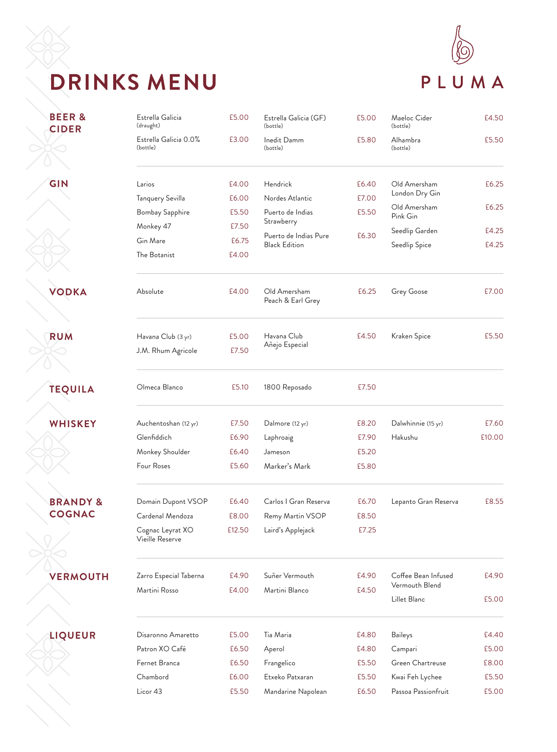# DRINKS MENU

PLUMA

## BEER & CIDER

| Drink | Price |
|---|---|
| Estrella Galicia (draught) | £5.00 |
| Estrella Galicia 0.0% (bottle) | £3.00 |
| Estrella Galicia (GF) (bottle) | £5.00 |
| Inedit Damm (bottle) | £5.80 |
| Maeloc Cider (bottle) | £4.50 |
| Alhambra (bottle) | £5.50 |

## GIN

| Drink | Price |
|---|---|
| Larios | £4.00 |
| Tanquery Sevilla | £6.00 |
| Bombay Sapphire | £5.50 |
| Monkey 47 | £7.50 |
| Gin Mare | £6.75 |
| The Botanist | £4.00 |
| Hendrick | £6.40 |
| Nordes Atlantic | £7.00 |
| Puerto de Indias Strawberry | £5.50 |
| Puerto de Indias Pure Black Edition | £6.30 |
| Old Amersham London Dry Gin | £6.25 |
| Old Amersham Pink Gin | £6.25 |
| Seedlip Garden | £4.25 |
| Seedlip Spice | £4.25 |

## VODKA

| Drink | Price |
|---|---|
| Absolute | £4.00 |
| Old Amersham Peach & Earl Grey | £6.25 |
| Grey Goose | £7.00 |

## RUM

| Drink | Price |
|---|---|
| Havana Club (3 yr) | £5.00 |
| J.M. Rhum Agricole | £7.50 |
| Havana Club Añejo Especial | £4.50 |
| Kraken Spice | £5.50 |

## TEQUILA

| Drink | Price |
|---|---|
| Olmeca Blanco | £5.10 |
| 1800 Reposado | £7.50 |

## WHISKEY

| Drink | Price |
|---|---|
| Auchentoshan (12 yr) | £7.50 |
| Glenfiddich | £6.90 |
| Monkey Shoulder | £6.40 |
| Four Roses | £5.60 |
| Dalmore (12 yr) | £8.20 |
| Laphroaig | £7.90 |
| Jameson | £5.20 |
| Marker's Mark | £5.80 |
| Dalwhinnie (15 yr) | £7.60 |
| Hakushu | £10.00 |

## BRANDY & COGNAC

| Drink | Price |
|---|---|
| Domain Dupont VSOP | £6.40 |
| Cardenal Mendoza | £8.00 |
| Cognac Leyrat XO Vieille Reserve | £12.50 |
| Carlos I Gran Reserva | £6.70 |
| Remy Martin VSOP | £8.50 |
| Laird's Applejack | £7.25 |
| Lepanto Gran Reserva | £8.55 |

## VERMOUTH

| Drink | Price |
|---|---|
| Zarro Especial Taberna | £4.90 |
| Martini Rosso | £4.00 |
| Suñer Vermouth | £4.90 |
| Martini Blanco | £4.50 |
| Coffee Bean Infused Vermouth Blend | £4.90 |
| Lillet Blanc | £5.00 |

## LIQUEUR

| Drink | Price |
|---|---|
| Disaronno Amaretto | £5.00 |
| Patron XO Café | £6.50 |
| Fernet Branca | £6.50 |
| Chambord | £6.00 |
| Licor 43 | £5.50 |
| Tia Maria | £4.80 |
| Aperol | £4.80 |
| Frangelico | £5.50 |
| Etxeko Patxaran | £5.50 |
| Mandarine Napolean | £6.50 |
| Baileys | £4.40 |
| Campari | £5.00 |
| Green Chartreuse | £8.00 |
| Kwai Feh Lychee | £5.50 |
| Passoa Passionfruit | £5.00 |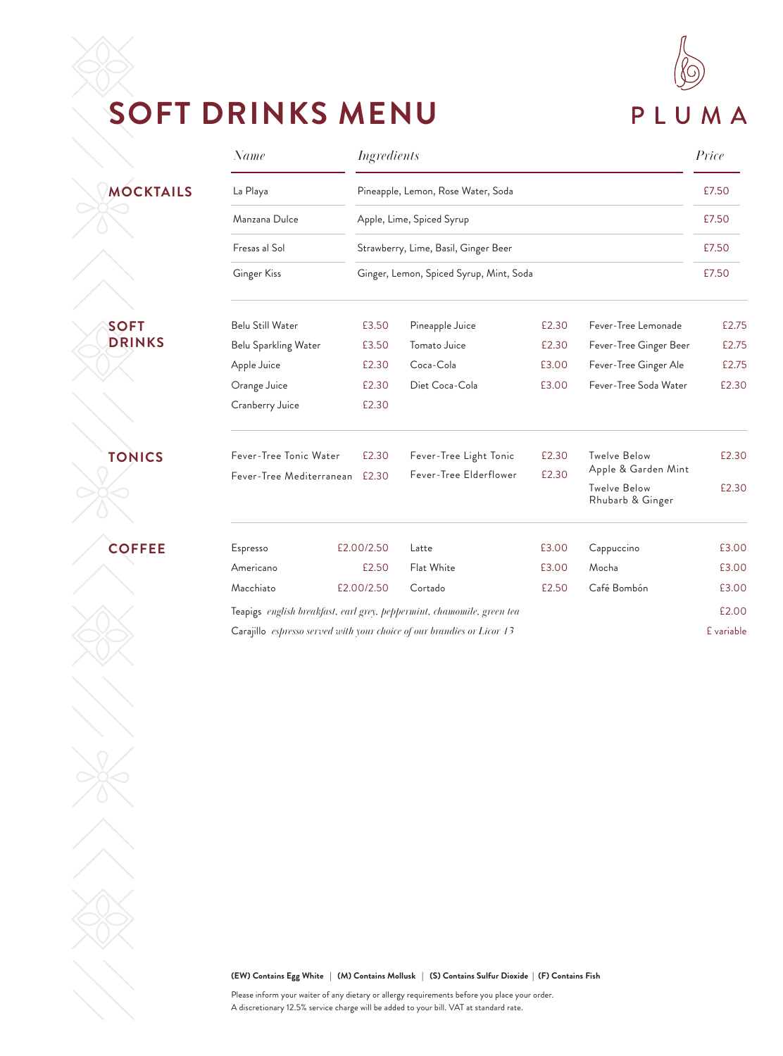# SOFT DRINKS MENU

PLUMA

## MOCKTAILS

| *Name* | *Ingredients* | *Price* |
|---|---|---|
| La Playa | Pineapple, Lemon, Rose Water, Soda | £7.50 |
| Manzana Dulce | Apple, Lime, Spiced Syrup | £7.50 |
| Fresas al Sol | Strawberry, Lime, Basil, Ginger Beer | £7.50 |
| Ginger Kiss | Ginger, Lemon, Spiced Syrup, Mint, Soda | £7.50 |

## SOFT DRINKS

| | | | | | |
|---|---|---|---|---|---|
| Belu Still Water | £3.50 | Pineapple Juice | £2.30 | Fever-Tree Lemonade | £2.75 |
| Belu Sparkling Water | £3.50 | Tomato Juice | £2.30 | Fever-Tree Ginger Beer | £2.75 |
| Apple Juice | £2.30 | Coca-Cola | £3.00 | Fever-Tree Ginger Ale | £2.75 |
| Orange Juice | £2.30 | Diet Coca-Cola | £3.00 | Fever-Tree Soda Water | £2.30 |
| Cranberry Juice | £2.30 | | | | |

## TONICS

| | | | | | |
|---|---|---|---|---|---|
| Fever-Tree Tonic Water | £2.30 | Fever-Tree Light Tonic | £2.30 | Twelve Below Apple & Garden Mint | £2.30 |
| Fever-Tree Mediterranean | £2.30 | Fever-Tree Elderflower | £2.30 | Twelve Below Rhubarb & Ginger | £2.30 |

## COFFEE

| | | | | | |
|---|---|---|---|---|---|
| Espresso | £2.00/2.50 | Latte | £3.00 | Cappuccino | £3.00 |
| Americano | £2.50 | Flat White | £3.00 | Mocha | £3.00 |
| Macchiato | £2.00/2.50 | Cortado | £2.50 | Café Bombón | £3.00 |

Teapigs *english breakfast, earl grey, peppermint, chamomile, green tea* — £2.00

Carajillo *espresso served with your choice of our brandies or Licor 43* — £ variable

**(EW) Contains Egg White** | **(M) Contains Mollusk** | **(S) Contains Sulfur Dioxide** | **(F) Contains Fish**

Please inform your waiter of any dietary or allergy requirements before you place your order.
A discretionary 12.5% service charge will be added to your bill. VAT at standard rate.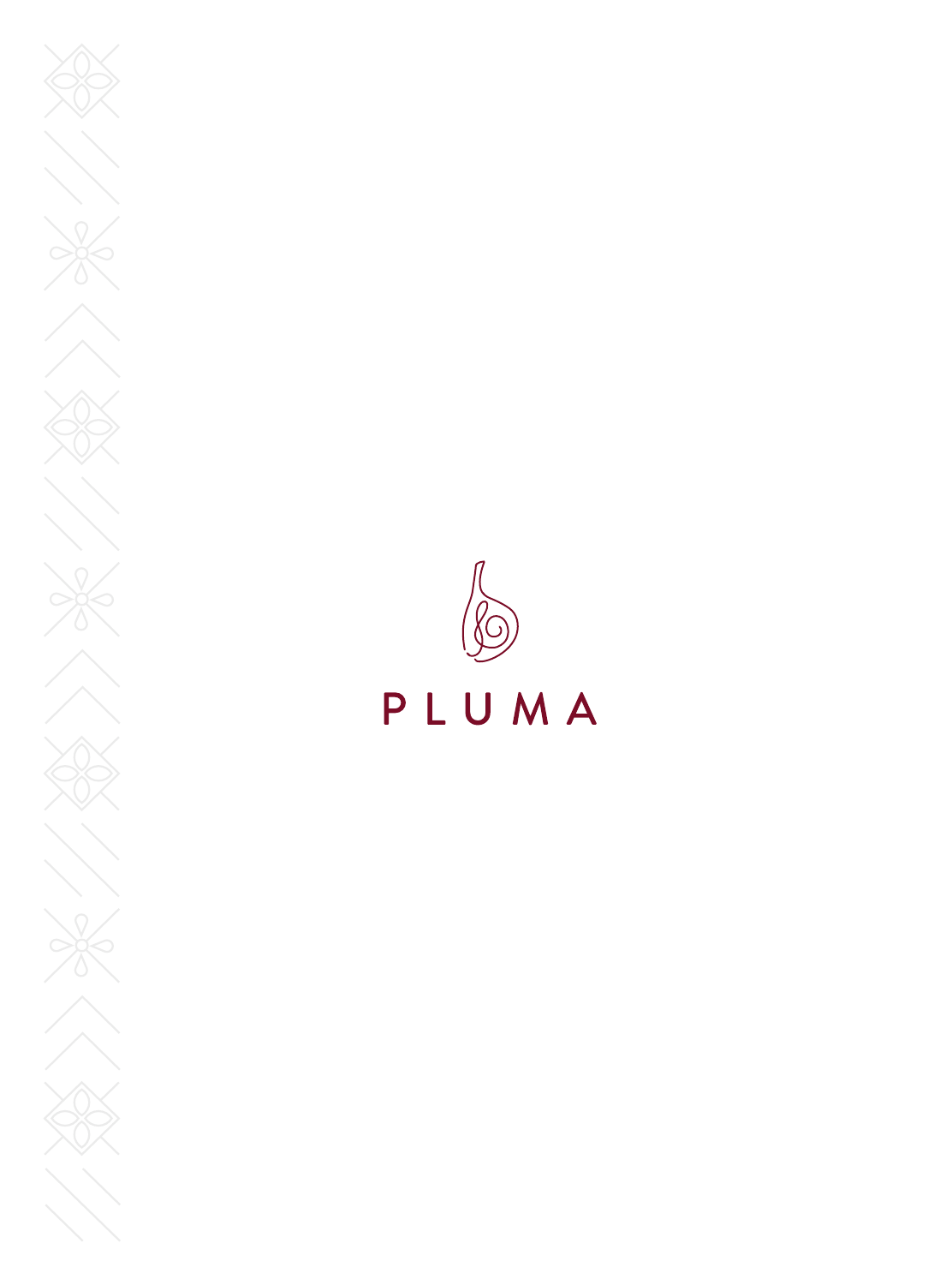PLUMA